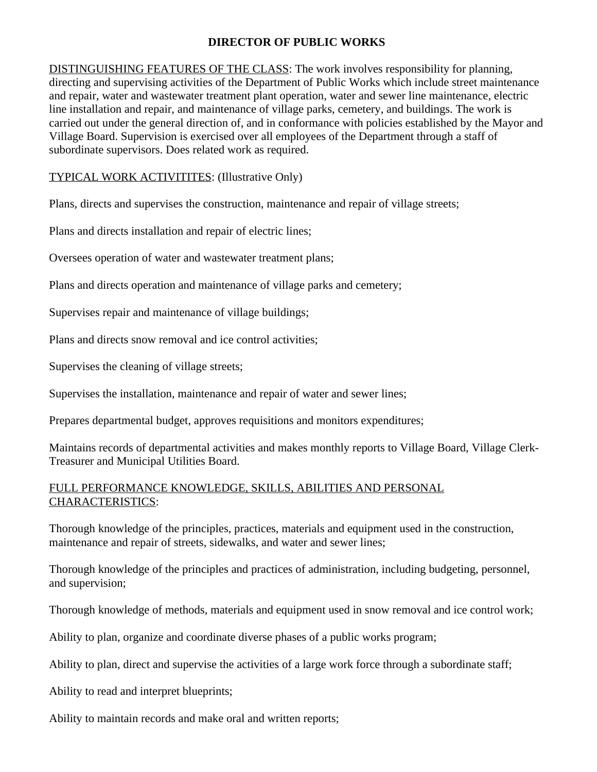# DIRECTOR OF PUBLIC WORKS

DISTINGUISHING FEATURES OF THE CLASS: The work involves responsibility for planning, directing and supervising activities of the Department of Public Works which include street maintenance and repair, water and wastewater treatment plant operation, water and sewer line maintenance, electric line installation and repair, and maintenance of village parks, cemetery, and buildings. The work is carried out under the general direction of, and in conformance with policies established by the Mayor and Village Board. Supervision is exercised over all employees of the Department through a staff of subordinate supervisors. Does related work as required.

TYPICAL WORK ACTIVITITES: (Illustrative Only)

Plans, directs and supervises the construction, maintenance and repair of village streets;

Plans and directs installation and repair of electric lines;

Oversees operation of water and wastewater treatment plans;

Plans and directs operation and maintenance of village parks and cemetery;

Supervises repair and maintenance of village buildings;

Plans and directs snow removal and ice control activities;

Supervises the cleaning of village streets;

Supervises the installation, maintenance and repair of water and sewer lines;

Prepares departmental budget, approves requisitions and monitors expenditures;

Maintains records of departmental activities and makes monthly reports to Village Board, Village Clerk-Treasurer and Municipal Utilities Board.

FULL PERFORMANCE KNOWLEDGE, SKILLS, ABILITIES AND PERSONAL CHARACTERISTICS:

Thorough knowledge of the principles, practices, materials and equipment used in the construction, maintenance and repair of streets, sidewalks, and water and sewer lines;

Thorough knowledge of the principles and practices of administration, including budgeting, personnel, and supervision;

Thorough knowledge of methods, materials and equipment used in snow removal and ice control work;

Ability to plan, organize and coordinate diverse phases of a public works program;

Ability to plan, direct and supervise the activities of a large work force through a subordinate staff;

Ability to read and interpret blueprints;

Ability to maintain records and make oral and written reports;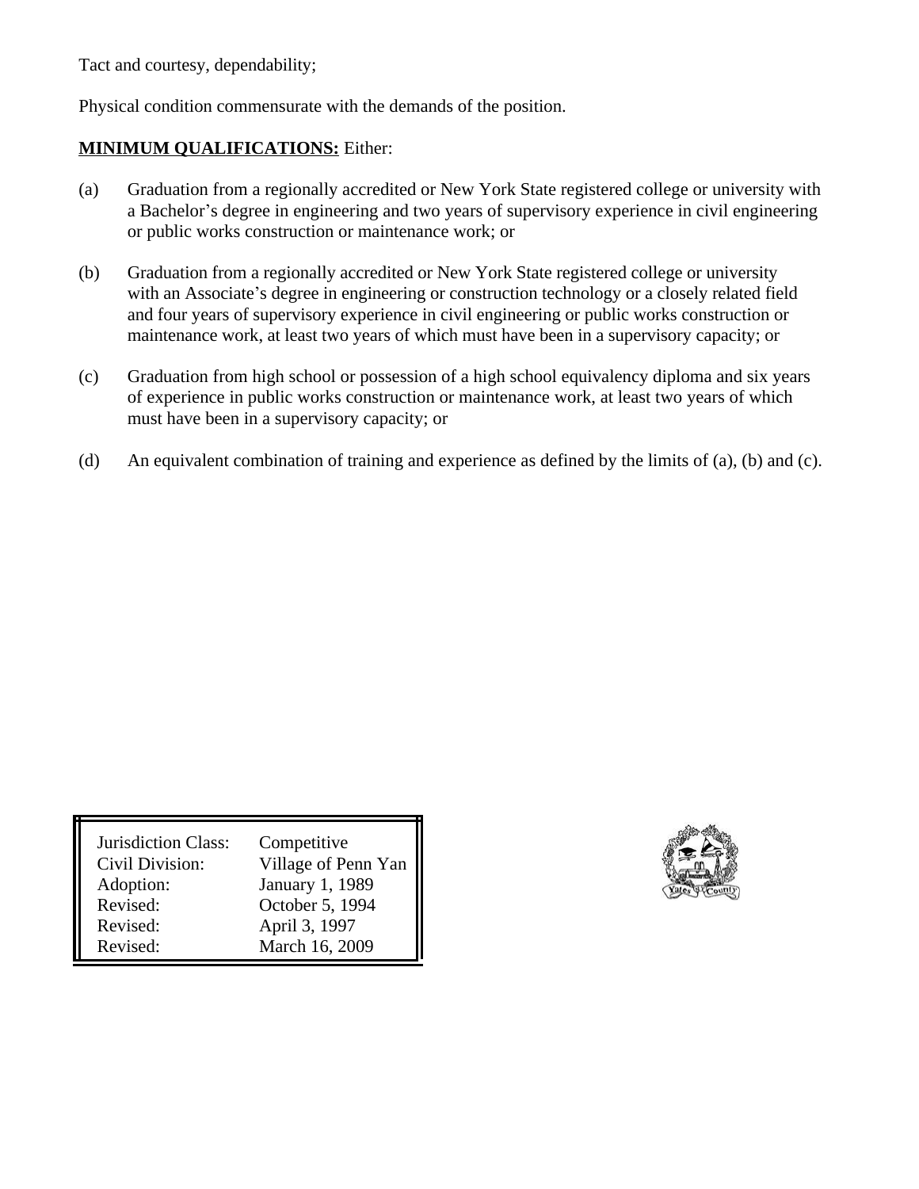Tact and courtesy, dependability;

Physical condition commensurate with the demands of the position.

**MINIMUM QUALIFICATIONS:** Either:

(a) Graduation from a regionally accredited or New York State registered college or university with a Bachelor's degree in engineering and two years of supervisory experience in civil engineering or public works construction or maintenance work; or

(b) Graduation from a regionally accredited or New York State registered college or university with an Associate's degree in engineering or construction technology or a closely related field and four years of supervisory experience in civil engineering or public works construction or maintenance work, at least two years of which must have been in a supervisory capacity; or

(c) Graduation from high school or possession of a high school equivalency diploma and six years of experience in public works construction or maintenance work, at least two years of which must have been in a supervisory capacity; or

(d) An equivalent combination of training and experience as defined by the limits of (a), (b) and (c).

| | |
|---|---|
| Jurisdiction Class: | Competitive |
| Civil Division: | Village of Penn Yan |
| Adoption: | January 1, 1989 |
| Revised: | October 5, 1994 |
| Revised: | April 3, 1997 |
| Revised: | March 16, 2009 |